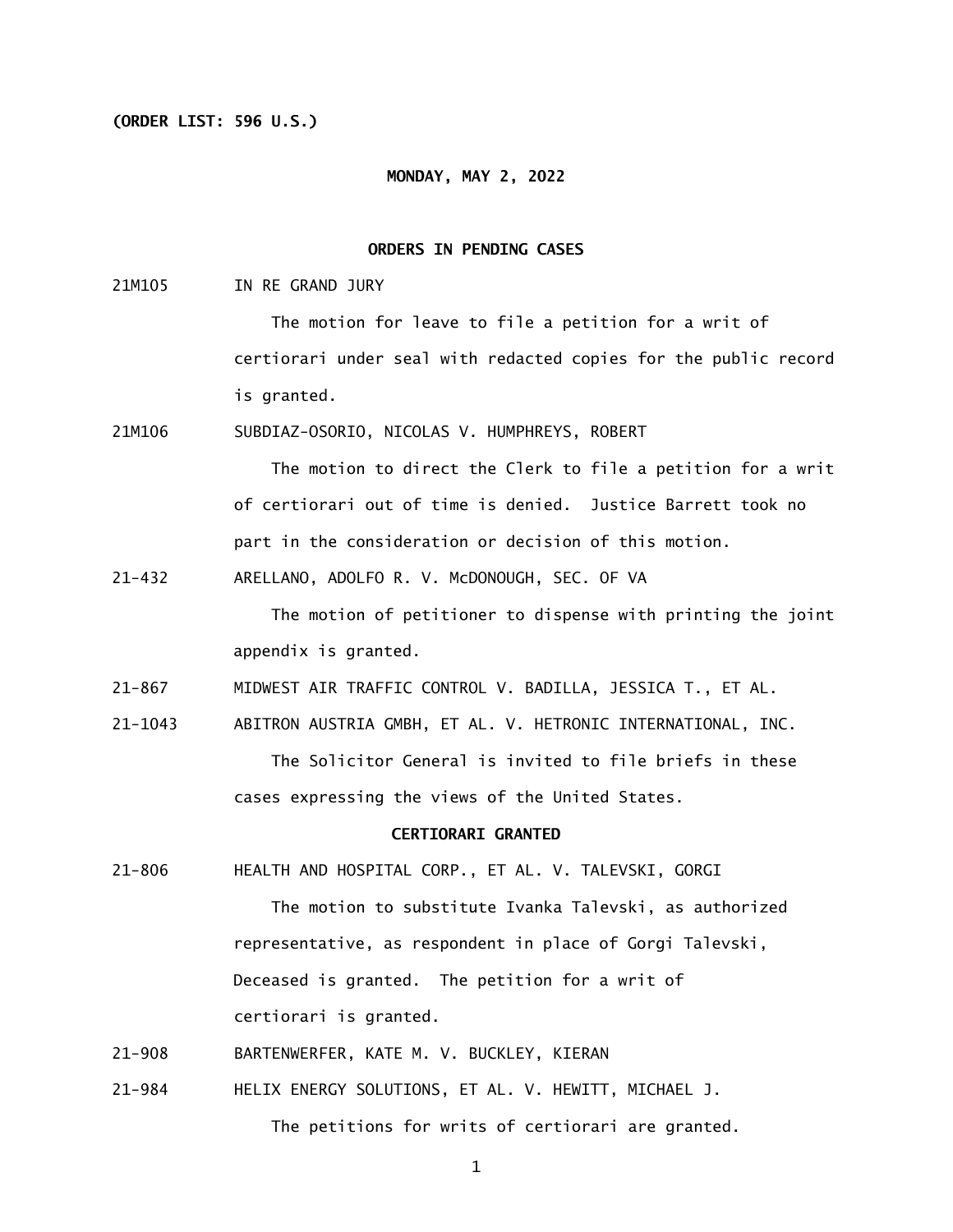**(ORDER LIST: 596 U.S.)**

**MONDAY, MAY 2, 2022**

**ORDERS IN PENDING CASES**

21M105 IN RE GRAND JURY

The motion for leave to file a petition for a writ of certiorari under seal with redacted copies for the public record is granted.

21M106 SUBDIAZ-OSORIO, NICOLAS V. HUMPHREYS, ROBERT

The motion to direct the Clerk to file a petition for a writ of certiorari out of time is denied. Justice Barrett took no part in the consideration or decision of this motion.

21-432 ARELLANO, ADOLFO R. V. McDONOUGH, SEC. OF VA

The motion of petitioner to dispense with printing the joint appendix is granted.

21-867 MIDWEST AIR TRAFFIC CONTROL V. BADILLA, JESSICA T., ET AL.

21-1043 ABITRON AUSTRIA GMBH, ET AL. V. HETRONIC INTERNATIONAL, INC.

The Solicitor General is invited to file briefs in these cases expressing the views of the United States.

**CERTIORARI GRANTED**

21-806 HEALTH AND HOSPITAL CORP., ET AL. V. TALEVSKI, GORGI

The motion to substitute Ivanka Talevski, as authorized representative, as respondent in place of Gorgi Talevski, Deceased is granted. The petition for a writ of certiorari is granted.

21-908 BARTENWERFER, KATE M. V. BUCKLEY, KIERAN

21-984 HELIX ENERGY SOLUTIONS, ET AL. V. HEWITT, MICHAEL J.

The petitions for writs of certiorari are granted.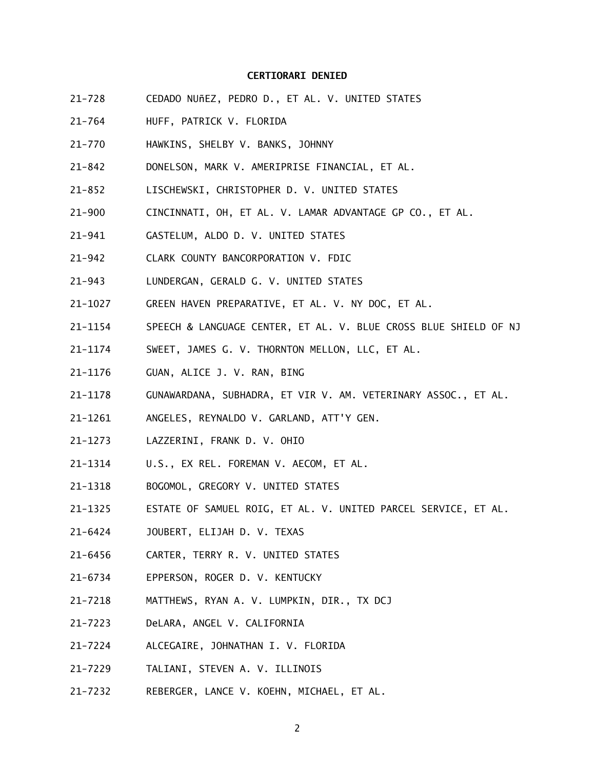**CERTIORARI DENIED**

21-728 CEDADO NUñEZ, PEDRO D., ET AL. V. UNITED STATES

21-764 HUFF, PATRICK V. FLORIDA

21-770 HAWKINS, SHELBY V. BANKS, JOHNNY

21-842 DONELSON, MARK V. AMERIPRISE FINANCIAL, ET AL.

21-852 LISCHEWSKI, CHRISTOPHER D. V. UNITED STATES

21-900 CINCINNATI, OH, ET AL. V. LAMAR ADVANTAGE GP CO., ET AL.

21-941 GASTELUM, ALDO D. V. UNITED STATES

21-942 CLARK COUNTY BANCORPORATION V. FDIC

21-943 LUNDERGAN, GERALD G. V. UNITED STATES

21-1027 GREEN HAVEN PREPARATIVE, ET AL. V. NY DOC, ET AL.

21-1154 SPEECH & LANGUAGE CENTER, ET AL. V. BLUE CROSS BLUE SHIELD OF NJ

21-1174 SWEET, JAMES G. V. THORNTON MELLON, LLC, ET AL.

21-1176 GUAN, ALICE J. V. RAN, BING

21-1178 GUNAWARDANA, SUBHADRA, ET VIR V. AM. VETERINARY ASSOC., ET AL.

21-1261 ANGELES, REYNALDO V. GARLAND, ATT'Y GEN.

21-1273 LAZZERINI, FRANK D. V. OHIO

21-1314 U.S., EX REL. FOREMAN V. AECOM, ET AL.

21-1318 BOGOMOL, GREGORY V. UNITED STATES

21-1325 ESTATE OF SAMUEL ROIG, ET AL. V. UNITED PARCEL SERVICE, ET AL.

21-6424 JOUBERT, ELIJAH D. V. TEXAS

21-6456 CARTER, TERRY R. V. UNITED STATES

21-6734 EPPERSON, ROGER D. V. KENTUCKY

21-7218 MATTHEWS, RYAN A. V. LUMPKIN, DIR., TX DCJ

21-7223 DeLARA, ANGEL V. CALIFORNIA

21-7224 ALCEGAIRE, JOHNATHAN I. V. FLORIDA

21-7229 TALIANI, STEVEN A. V. ILLINOIS

21-7232 REBERGER, LANCE V. KOEHN, MICHAEL, ET AL.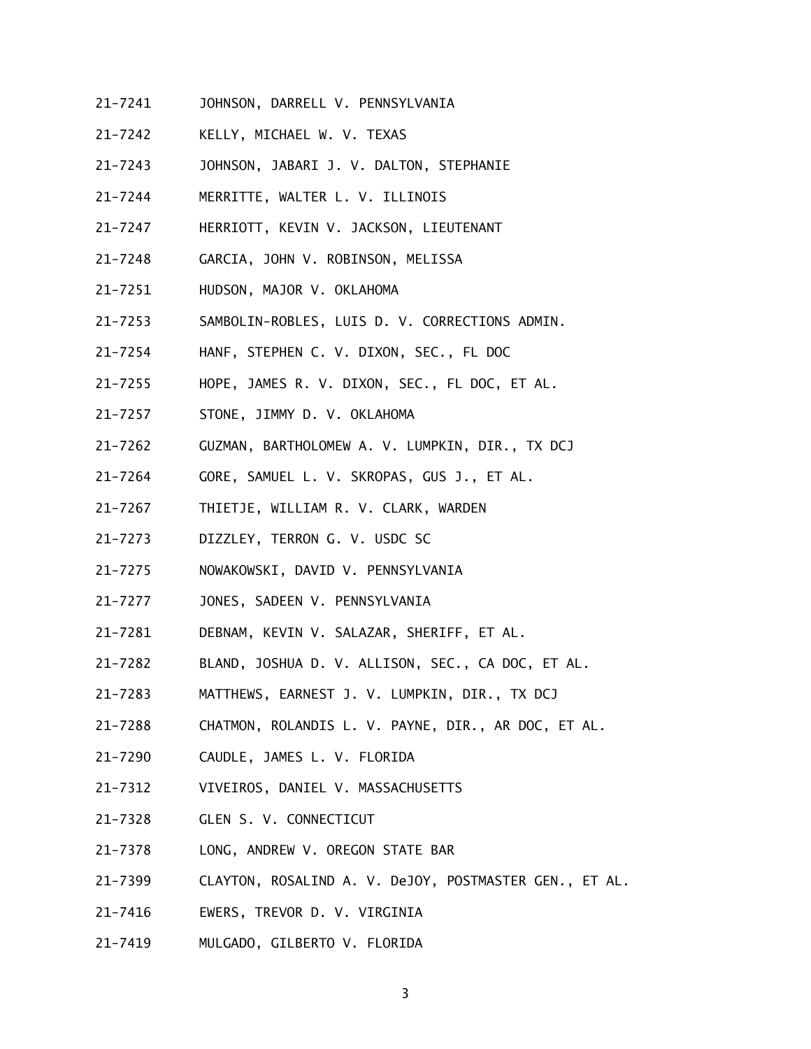21-7241 JOHNSON, DARRELL V. PENNSYLVANIA

21-7242 KELLY, MICHAEL W. V. TEXAS

21-7243 JOHNSON, JABARI J. V. DALTON, STEPHANIE

21-7244 MERRITTE, WALTER L. V. ILLINOIS

21-7247 HERRIOTT, KEVIN V. JACKSON, LIEUTENANT

21-7248 GARCIA, JOHN V. ROBINSON, MELISSA

21-7251 HUDSON, MAJOR V. OKLAHOMA

21-7253 SAMBOLIN-ROBLES, LUIS D. V. CORRECTIONS ADMIN.

21-7254 HANF, STEPHEN C. V. DIXON, SEC., FL DOC

21-7255 HOPE, JAMES R. V. DIXON, SEC., FL DOC, ET AL.

21-7257 STONE, JIMMY D. V. OKLAHOMA

21-7262 GUZMAN, BARTHOLOMEW A. V. LUMPKIN, DIR., TX DCJ

21-7264 GORE, SAMUEL L. V. SKROPAS, GUS J., ET AL.

21-7267 THIETJE, WILLIAM R. V. CLARK, WARDEN

21-7273 DIZZLEY, TERRON G. V. USDC SC

21-7275 NOWAKOWSKI, DAVID V. PENNSYLVANIA

21-7277 JONES, SADEEN V. PENNSYLVANIA

21-7281 DEBNAM, KEVIN V. SALAZAR, SHERIFF, ET AL.

21-7282 BLAND, JOSHUA D. V. ALLISON, SEC., CA DOC, ET AL.

21-7283 MATTHEWS, EARNEST J. V. LUMPKIN, DIR., TX DCJ

21-7288 CHATMON, ROLANDIS L. V. PAYNE, DIR., AR DOC, ET AL.

21-7290 CAUDLE, JAMES L. V. FLORIDA

21-7312 VIVEIROS, DANIEL V. MASSACHUSETTS

21-7328 GLEN S. V. CONNECTICUT

21-7378 LONG, ANDREW V. OREGON STATE BAR

21-7399 CLAYTON, ROSALIND A. V. DeJOY, POSTMASTER GEN., ET AL.

21-7416 EWERS, TREVOR D. V. VIRGINIA

21-7419 MULGADO, GILBERTO V. FLORIDA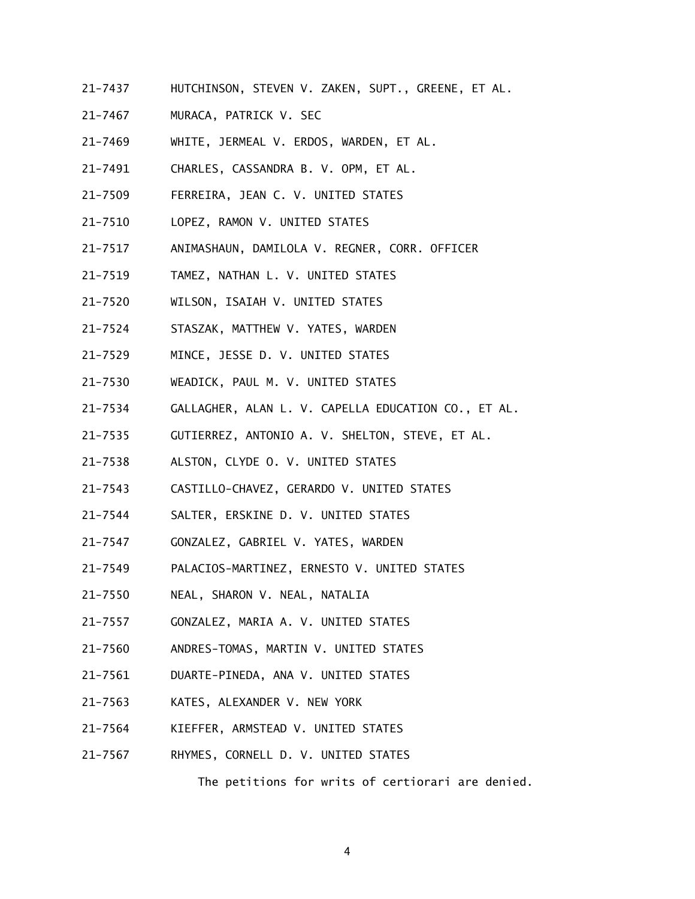21-7437 HUTCHINSON, STEVEN V. ZAKEN, SUPT., GREENE, ET AL.

21-7467 MURACA, PATRICK V. SEC

21-7469 WHITE, JERMEAL V. ERDOS, WARDEN, ET AL.

21-7491 CHARLES, CASSANDRA B. V. OPM, ET AL.

21-7509 FERREIRA, JEAN C. V. UNITED STATES

21-7510 LOPEZ, RAMON V. UNITED STATES

21-7517 ANIMASHAUN, DAMILOLA V. REGNER, CORR. OFFICER

21-7519 TAMEZ, NATHAN L. V. UNITED STATES

21-7520 WILSON, ISAIAH V. UNITED STATES

21-7524 STASZAK, MATTHEW V. YATES, WARDEN

21-7529 MINCE, JESSE D. V. UNITED STATES

21-7530 WEADICK, PAUL M. V. UNITED STATES

21-7534 GALLAGHER, ALAN L. V. CAPELLA EDUCATION CO., ET AL.

21-7535 GUTIERREZ, ANTONIO A. V. SHELTON, STEVE, ET AL.

21-7538 ALSTON, CLYDE O. V. UNITED STATES

21-7543 CASTILLO-CHAVEZ, GERARDO V. UNITED STATES

21-7544 SALTER, ERSKINE D. V. UNITED STATES

21-7547 GONZALEZ, GABRIEL V. YATES, WARDEN

21-7549 PALACIOS-MARTINEZ, ERNESTO V. UNITED STATES

21-7550 NEAL, SHARON V. NEAL, NATALIA

21-7557 GONZALEZ, MARIA A. V. UNITED STATES

21-7560 ANDRES-TOMAS, MARTIN V. UNITED STATES

21-7561 DUARTE-PINEDA, ANA V. UNITED STATES

21-7563 KATES, ALEXANDER V. NEW YORK

21-7564 KIEFFER, ARMSTEAD V. UNITED STATES

21-7567 RHYMES, CORNELL D. V. UNITED STATES

The petitions for writs of certiorari are denied.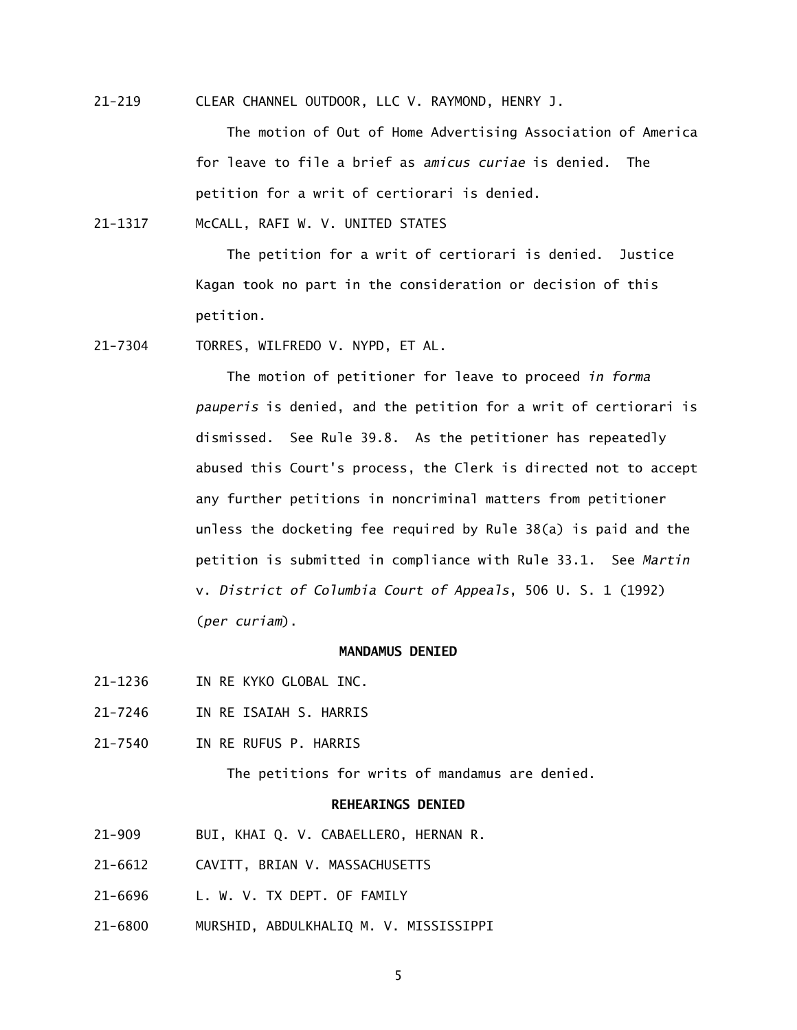21-219 CLEAR CHANNEL OUTDOOR, LLC V. RAYMOND, HENRY J.

The motion of Out of Home Advertising Association of America for leave to file a brief as *amicus curiae* is denied. The petition for a writ of certiorari is denied.

21-1317 McCALL, RAFI W. V. UNITED STATES

The petition for a writ of certiorari is denied. Justice Kagan took no part in the consideration or decision of this petition.

21-7304 TORRES, WILFREDO V. NYPD, ET AL.

The motion of petitioner for leave to proceed *in forma pauperis* is denied, and the petition for a writ of certiorari is dismissed. See Rule 39.8. As the petitioner has repeatedly abused this Court's process, the Clerk is directed not to accept any further petitions in noncriminal matters from petitioner unless the docketing fee required by Rule 38(a) is paid and the petition is submitted in compliance with Rule 33.1. See *Martin* v. *District of Columbia Court of Appeals*, 506 U. S. 1 (1992) (*per curiam*).

**MANDAMUS DENIED**

21-1236 IN RE KYKO GLOBAL INC.

21-7246 IN RE ISAIAH S. HARRIS

21-7540 IN RE RUFUS P. HARRIS

The petitions for writs of mandamus are denied.

**REHEARINGS DENIED**

21-909 BUI, KHAI Q. V. CABAELLERO, HERNAN R.

21-6612 CAVITT, BRIAN V. MASSACHUSETTS

21-6696 L. W. V. TX DEPT. OF FAMILY

21-6800 MURSHID, ABDULKHALIQ M. V. MISSISSIPPI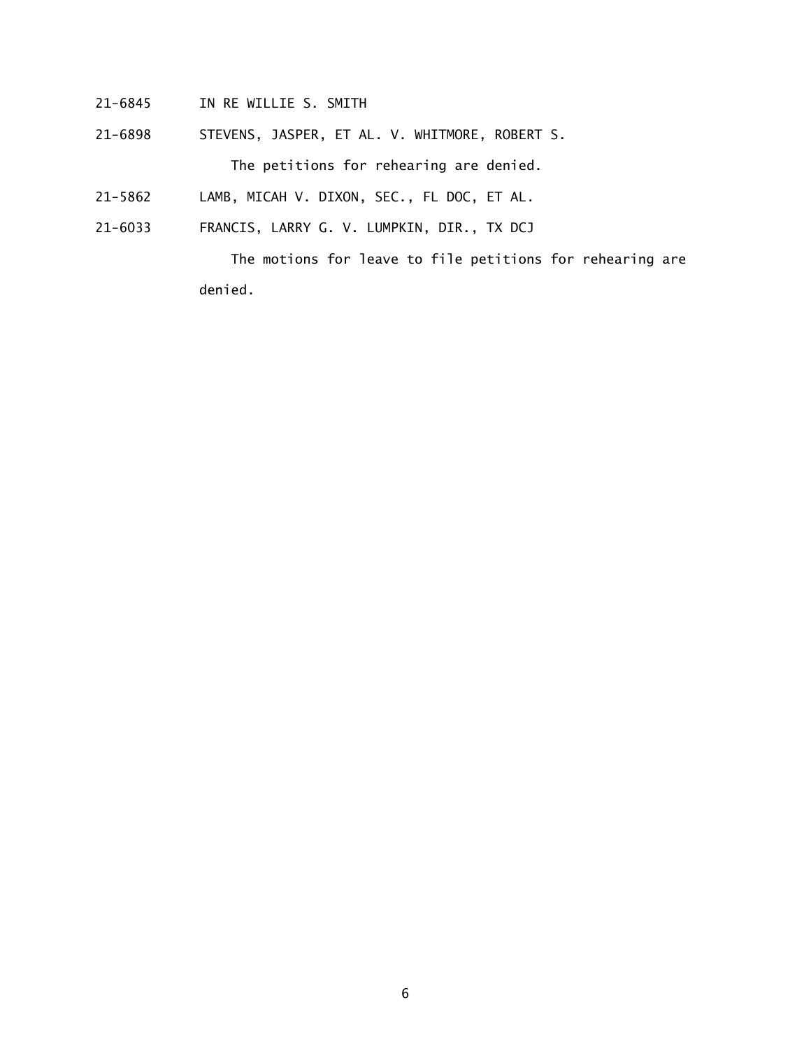21-6845 IN RE WILLIE S. SMITH

21-6898 STEVENS, JASPER, ET AL. V. WHITMORE, ROBERT S.

The petitions for rehearing are denied.

21-5862 LAMB, MICAH V. DIXON, SEC., FL DOC, ET AL.

21-6033 FRANCIS, LARRY G. V. LUMPKIN, DIR., TX DCJ

The motions for leave to file petitions for rehearing are denied.